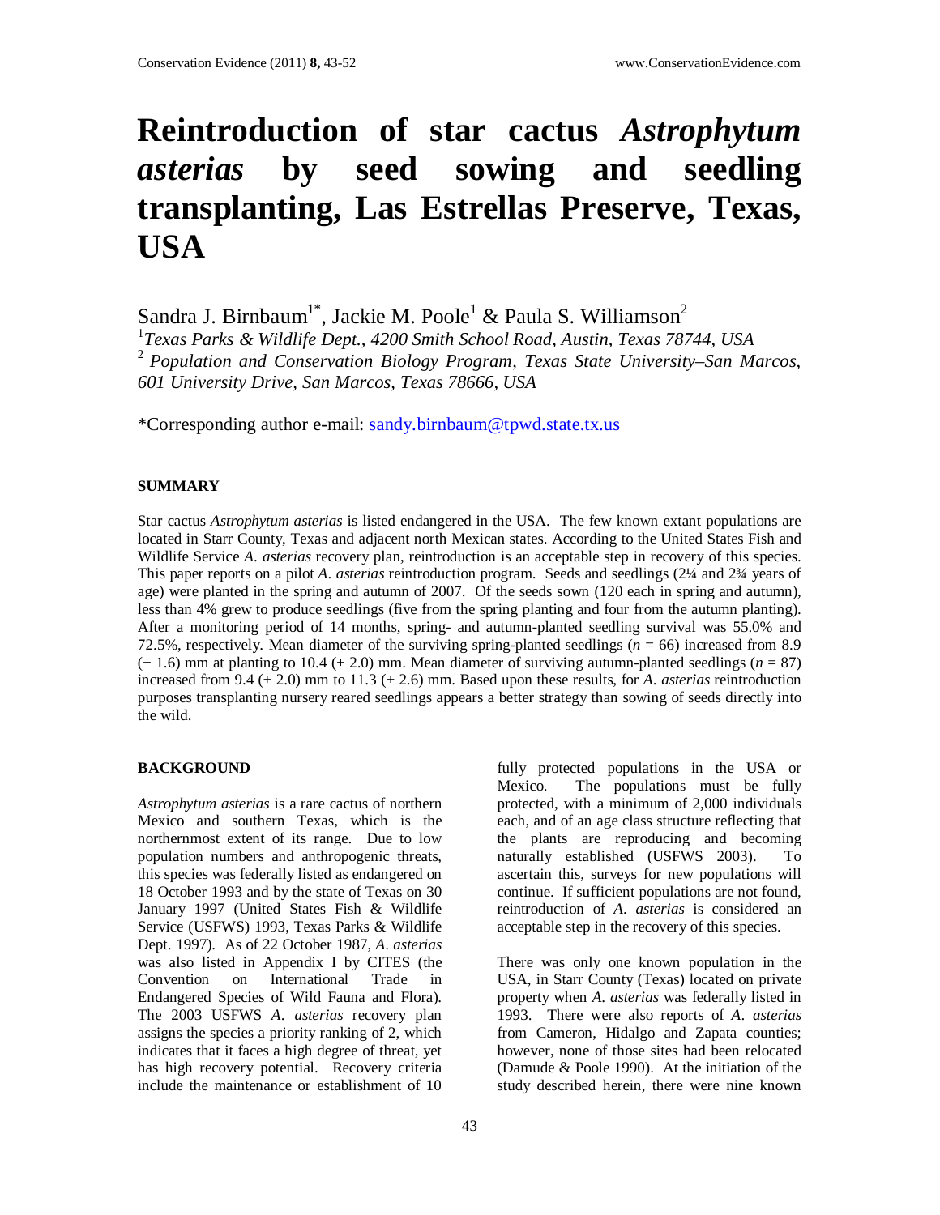# Reintroduction of star cactus *Astrophytum asterias* by seed sowing and seedling transplanting, Las Estrellas Preserve, Texas, USA

Sandra J. Birnbaum[1*], Jackie M. Poole[1] & Paula S. Williamson[2]

[1] *Texas Parks & Wildlife Dept., 4200 Smith School Road, Austin, Texas 78744, USA*

[2] *Population and Conservation Biology Program, Texas State University–San Marcos, 601 University Drive, San Marcos, Texas 78666, USA*

*Corresponding author e-mail: sandy.birnbaum@tpwd.state.tx.us

## SUMMARY

Star cactus *Astrophytum asterias* is listed endangered in the USA. The few known extant populations are located in Starr County, Texas and adjacent north Mexican states. According to the United States Fish and Wildlife Service *A. asterias* recovery plan, reintroduction is an acceptable step in recovery of this species. This paper reports on a pilot *A. asterias* reintroduction program. Seeds and seedlings (2¼ and 2¾ years of age) were planted in the spring and autumn of 2007. Of the seeds sown (120 each in spring and autumn), less than 4% grew to produce seedlings (five from the spring planting and four from the autumn planting). After a monitoring period of 14 months, spring- and autumn-planted seedling survival was 55.0% and 72.5%, respectively. Mean diameter of the surviving spring-planted seedlings ($n = 66$) increased from 8.9 ($\pm$ 1.6) mm at planting to 10.4 ($\pm$ 2.0) mm. Mean diameter of surviving autumn-planted seedlings ($n = 87$) increased from 9.4 ($\pm$ 2.0) mm to 11.3 ($\pm$ 2.6) mm. Based upon these results, for *A. asterias* reintroduction purposes transplanting nursery reared seedlings appears a better strategy than sowing of seeds directly into the wild.

## BACKGROUND

*Astrophytum asterias* is a rare cactus of northern Mexico and southern Texas, which is the northernmost extent of its range. Due to low population numbers and anthropogenic threats, this species was federally listed as endangered on 18 October 1993 and by the state of Texas on 30 January 1997 (United States Fish & Wildlife Service (USFWS) 1993, Texas Parks & Wildlife Dept. 1997). As of 22 October 1987, *A. asterias* was also listed in Appendix I by CITES (the Convention on International Trade in Endangered Species of Wild Fauna and Flora). The 2003 USFWS *A. asterias* recovery plan assigns the species a priority ranking of 2, which indicates that it faces a high degree of threat, yet has high recovery potential. Recovery criteria include the maintenance or establishment of 10 fully protected populations in the USA or Mexico. The populations must be fully protected, with a minimum of 2,000 individuals each, and of an age class structure reflecting that the plants are reproducing and becoming naturally established (USFWS 2003). To ascertain this, surveys for new populations will continue. If sufficient populations are not found, reintroduction of *A. asterias* is considered an acceptable step in the recovery of this species.

There was only one known population in the USA, in Starr County (Texas) located on private property when *A. asterias* was federally listed in 1993. There were also reports of *A. asterias* from Cameron, Hidalgo and Zapata counties; however, none of those sites had been relocated (Damude & Poole 1990). At the initiation of the study described herein, there were nine known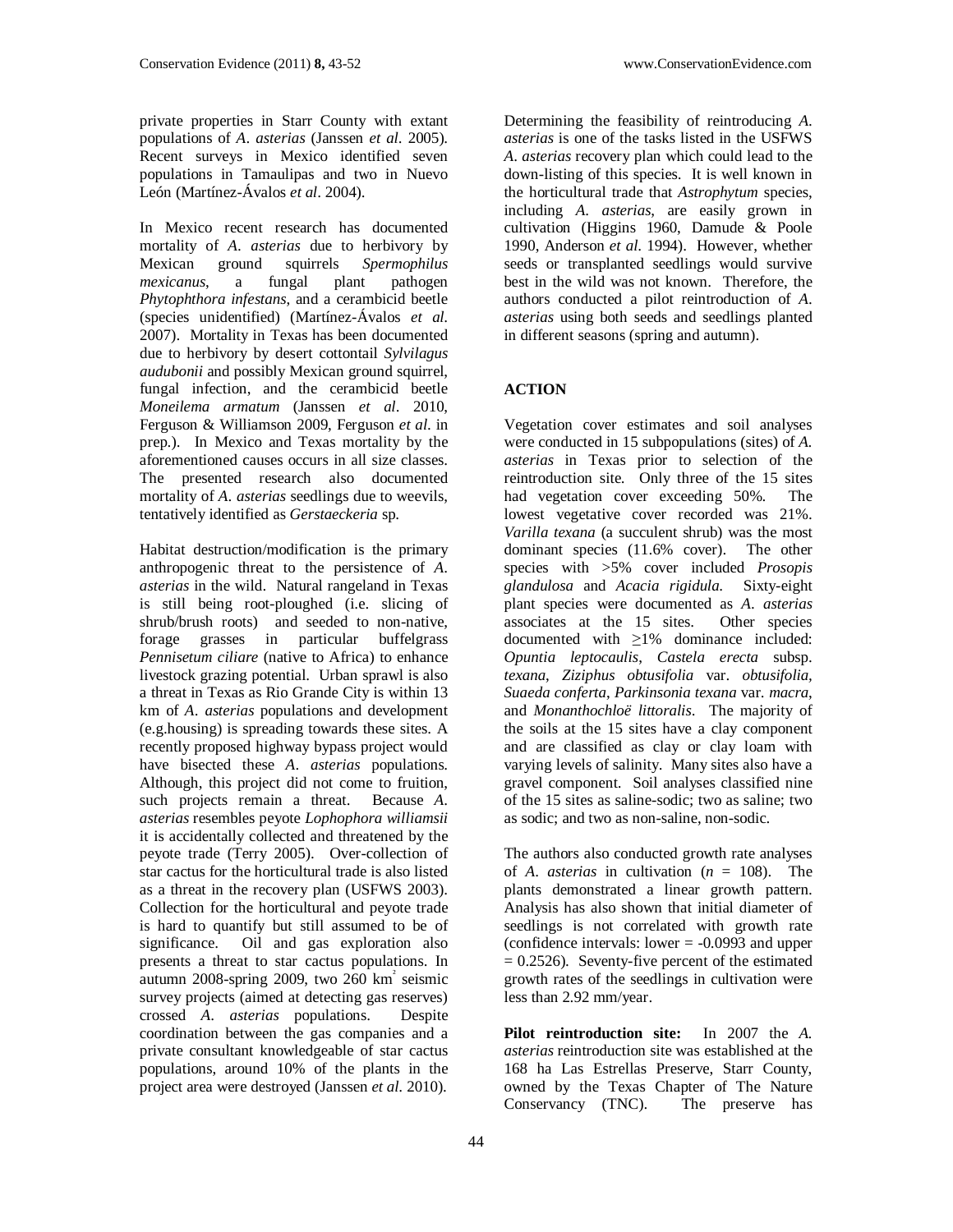private properties in Starr County with extant populations of *A. asterias* (Janssen *et al*. 2005). Recent surveys in Mexico identified seven populations in Tamaulipas and two in Nuevo León (Martínez-Ávalos *et al*. 2004).

In Mexico recent research has documented mortality of *A. asterias* due to herbivory by Mexican ground squirrels *Spermophilus mexicanus*, a fungal plant pathogen *Phytophthora infestans*, and a cerambicid beetle (species unidentified) (Martínez-Ávalos *et al*. 2007). Mortality in Texas has been documented due to herbivory by desert cottontail *Sylvilagus audubonii* and possibly Mexican ground squirrel, fungal infection, and the cerambicid beetle *Moneilema armatum* (Janssen *et al*. 2010, Ferguson & Williamson 2009, Ferguson *et al*. in prep.). In Mexico and Texas mortality by the aforementioned causes occurs in all size classes. The presented research also documented mortality of *A. asterias* seedlings due to weevils, tentatively identified as *Gerstaeckeria* sp.

Habitat destruction/modification is the primary anthropogenic threat to the persistence of *A. asterias* in the wild. Natural rangeland in Texas is still being root-ploughed (i.e. slicing of shrub/brush roots) and seeded to non-native, forage grasses in particular buffelgrass *Pennisetum ciliare* (native to Africa) to enhance livestock grazing potential. Urban sprawl is also a threat in Texas as Rio Grande City is within 13 km of *A. asterias* populations and development (e.g.housing) is spreading towards these sites. A recently proposed highway bypass project would have bisected these *A. asterias* populations. Although, this project did not come to fruition, such projects remain a threat. Because *A. asterias* resembles peyote *Lophophora williamsii* it is accidentally collected and threatened by the peyote trade (Terry 2005). Over-collection of star cactus for the horticultural trade is also listed as a threat in the recovery plan (USFWS 2003). Collection for the horticultural and peyote trade is hard to quantify but still assumed to be of significance. Oil and gas exploration also presents a threat to star cactus populations. In autumn 2008-spring 2009, two 260 $km^2$ seismic survey projects (aimed at detecting gas reserves) crossed *A. asterias* populations. Despite coordination between the gas companies and a private consultant knowledgeable of star cactus populations, around 10% of the plants in the project area were destroyed (Janssen *et al*. 2010).

Determining the feasibility of reintroducing *A. asterias* is one of the tasks listed in the USFWS *A. asterias* recovery plan which could lead to the down-listing of this species. It is well known in the horticultural trade that *Astrophytum* species, including *A. asterias*, are easily grown in cultivation (Higgins 1960, Damude & Poole 1990, Anderson *et al*. 1994). However, whether seeds or transplanted seedlings would survive best in the wild was not known. Therefore, the authors conducted a pilot reintroduction of *A. asterias* using both seeds and seedlings planted in different seasons (spring and autumn).

## ACTION

Vegetation cover estimates and soil analyses were conducted in 15 subpopulations (sites) of *A. asterias* in Texas prior to selection of the reintroduction site. Only three of the 15 sites had vegetation cover exceeding 50%. The lowest vegetative cover recorded was 21%. *Varilla texana* (a succulent shrub) was the most dominant species (11.6% cover). The other species with >5% cover included *Prosopis glandulosa* and *Acacia rigidula.* Sixty-eight plant species were documented as *A. asterias* associates at the 15 sites. Other species documented with ≥1% dominance included: *Opuntia leptocaulis*, *Castela erecta* subsp. *texana*, *Ziziphus obtusifolia* var. *obtusifolia*, *Suaeda conferta*, *Parkinsonia texana* var. *macra*, and *Monanthochloë littoralis*. The majority of the soils at the 15 sites have a clay component and are classified as clay or clay loam with varying levels of salinity. Many sites also have a gravel component. Soil analyses classified nine of the 15 sites as saline-sodic; two as saline; two as sodic; and two as non-saline, non-sodic.

The authors also conducted growth rate analyses of *A. asterias* in cultivation ($n$ = 108). The plants demonstrated a linear growth pattern. Analysis has also shown that initial diameter of seedlings is not correlated with growth rate (confidence intervals: lower = -0.0993 and upper = 0.2526). Seventy-five percent of the estimated growth rates of the seedlings in cultivation were less than 2.92 mm/year.

**Pilot reintroduction site:** In 2007 the *A. asterias* reintroduction site was established at the 168 ha Las Estrellas Preserve, Starr County, owned by the Texas Chapter of The Nature Conservancy (TNC). The preserve has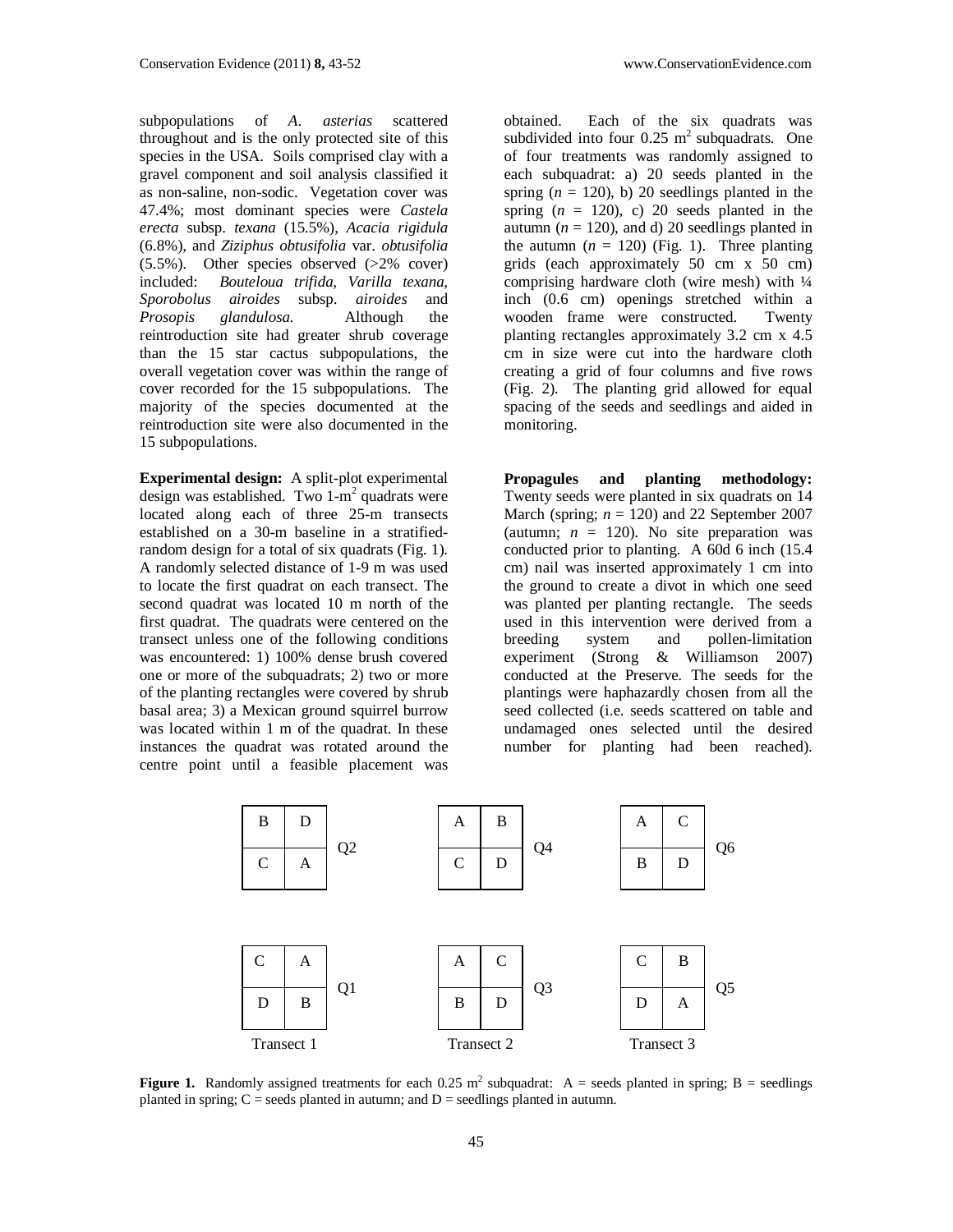subpopulations of *A. asterias* scattered throughout and is the only protected site of this species in the USA. Soils comprised clay with a gravel component and soil analysis classified it as non-saline, non-sodic. Vegetation cover was 47.4%; most dominant species were *Castela erecta* subsp. *texana* (15.5%), *Acacia rigidula* (6.8%), and *Ziziphus obtusifolia* var. *obtusifolia* (5.5%). Other species observed (>2% cover) included: *Bouteloua trifida*, *Varilla texana*, *Sporobolus airoides* subsp. *airoides* and *Prosopis glandulosa*. Although the reintroduction site had greater shrub coverage than the 15 star cactus subpopulations, the overall vegetation cover was within the range of cover recorded for the 15 subpopulations. The majority of the species documented at the reintroduction site were also documented in the 15 subpopulations.

**Experimental design:** A split-plot experimental design was established. Two 1-m$^2$ quadrats were located along each of three 25-m transects established on a 30-m baseline in a stratified-random design for a total of six quadrats (Fig. 1). A randomly selected distance of 1-9 m was used to locate the first quadrat on each transect. The second quadrat was located 10 m north of the first quadrat. The quadrats were centered on the transect unless one of the following conditions was encountered: 1) 100% dense brush covered one or more of the subquadrats; 2) two or more of the planting rectangles were covered by shrub basal area; 3) a Mexican ground squirrel burrow was located within 1 m of the quadrat. In these instances the quadrat was rotated around the centre point until a feasible placement was obtained. Each of the six quadrats was subdivided into four 0.25 m$^2$ subquadrats. One of four treatments was randomly assigned to each subquadrat: a) 20 seeds planted in the spring ($n$ = 120), b) 20 seedlings planted in the spring ($n$ = 120), c) 20 seeds planted in the autumn ($n$ = 120), and d) 20 seedlings planted in the autumn ($n$ = 120) (Fig. 1). Three planting grids (each approximately 50 cm x 50 cm) comprising hardware cloth (wire mesh) with ¼ inch (0.6 cm) openings stretched within a wooden frame were constructed. Twenty planting rectangles approximately 3.2 cm x 4.5 cm in size were cut into the hardware cloth creating a grid of four columns and five rows (Fig. 2). The planting grid allowed for equal spacing of the seeds and seedlings and aided in monitoring.

**Propagules and planting methodology:** Twenty seeds were planted in six quadrats on 14 March (spring; $n$ = 120) and 22 September 2007 (autumn; $n$ = 120). No site preparation was conducted prior to planting. A 60d 6 inch (15.4 cm) nail was inserted approximately 1 cm into the ground to create a divot in which one seed was planted per planting rectangle. The seeds used in this intervention were derived from a breeding system and pollen-limitation experiment (Strong & Williamson 2007) conducted at the Preserve. The seeds for the plantings were haphazardly chosen from all the seed collected (i.e. seeds scattered on table and undamaged ones selected until the desired number for planting had been reached).

Transect 1:

| Q2 | |
|---|---|
| B | D |
| C | A |

| Q1 | |
|---|---|
| C | A |
| D | B |

Transect 2:

| Q4 | |
|---|---|
| A | B |
| C | D |

| Q3 | |
|---|---|
| A | C |
| B | D |

Transect 3:

| Q6 | |
|---|---|
| A | C |
| B | D |

| Q5 | |
|---|---|
| C | B |
| D | A |

**Figure 1.** Randomly assigned treatments for each 0.25 m$^2$ subquadrat: A = seeds planted in spring; B = seedlings planted in spring; C = seeds planted in autumn; and D = seedlings planted in autumn.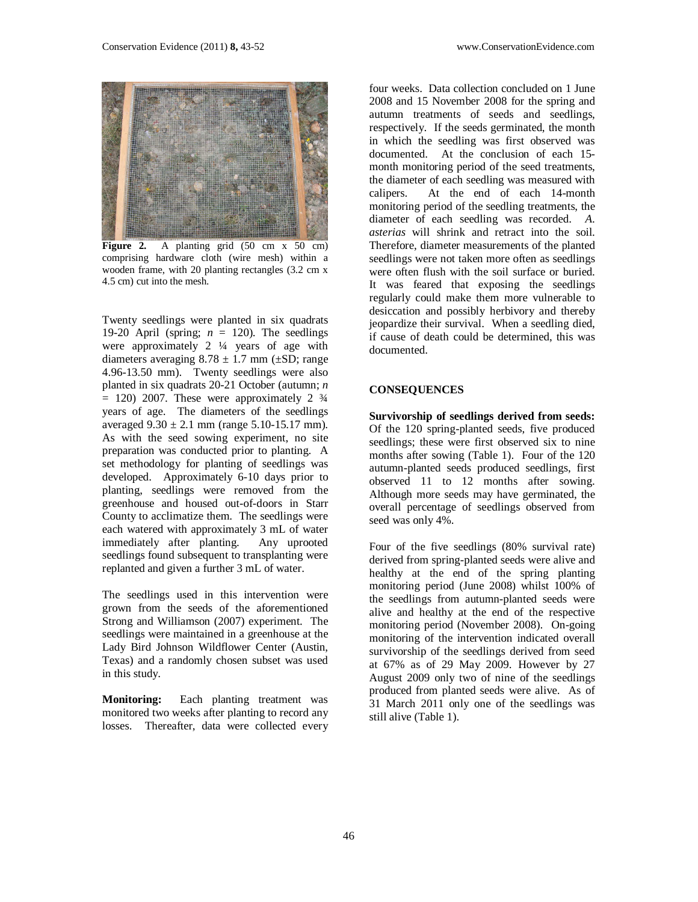**Figure 2.** A planting grid (50 cm x 50 cm) comprising hardware cloth (wire mesh) within a wooden frame, with 20 planting rectangles (3.2 cm x 4.5 cm) cut into the mesh.

Twenty seedlings were planted in six quadrats 19-20 April (spring; $n$ = 120). The seedlings were approximately 2 ¼ years of age with diameters averaging 8.78 ± 1.7 mm (±SD; range 4.96-13.50 mm). Twenty seedlings were also planted in six quadrats 20-21 October (autumn; $n$ = 120) 2007. These were approximately 2 ¾ years of age. The diameters of the seedlings averaged 9.30 ± 2.1 mm (range 5.10-15.17 mm). As with the seed sowing experiment, no site preparation was conducted prior to planting. A set methodology for planting of seedlings was developed. Approximately 6-10 days prior to planting, seedlings were removed from the greenhouse and housed out-of-doors in Starr County to acclimatize them. The seedlings were each watered with approximately 3 mL of water immediately after planting. Any uprooted seedlings found subsequent to transplanting were replanted and given a further 3 mL of water.

The seedlings used in this intervention were grown from the seeds of the aforementioned Strong and Williamson (2007) experiment. The seedlings were maintained in a greenhouse at the Lady Bird Johnson Wildflower Center (Austin, Texas) and a randomly chosen subset was used in this study.

**Monitoring:** Each planting treatment was monitored two weeks after planting to record any losses. Thereafter, data were collected every four weeks. Data collection concluded on 1 June 2008 and 15 November 2008 for the spring and autumn treatments of seeds and seedlings, respectively. If the seeds germinated, the month in which the seedling was first observed was documented. At the conclusion of each 15-month monitoring period of the seed treatments, the diameter of each seedling was measured with calipers. At the end of each 14-month monitoring period of the seedling treatments, the diameter of each seedling was recorded. *A. asterias* will shrink and retract into the soil. Therefore, diameter measurements of the planted seedlings were not taken more often as seedlings were often flush with the soil surface or buried. It was feared that exposing the seedlings regularly could make them more vulnerable to desiccation and possibly herbivory and thereby jeopardize their survival. When a seedling died, if cause of death could be determined, this was documented.

## CONSEQUENCES

**Survivorship of seedlings derived from seeds:** Of the 120 spring-planted seeds, five produced seedlings; these were first observed six to nine months after sowing (Table 1). Four of the 120 autumn-planted seeds produced seedlings, first observed 11 to 12 months after sowing. Although more seeds may have germinated, the overall percentage of seedlings observed from seed was only 4%.

Four of the five seedlings (80% survival rate) derived from spring-planted seeds were alive and healthy at the end of the spring planting monitoring period (June 2008) whilst 100% of the seedlings from autumn-planted seeds were alive and healthy at the end of the respective monitoring period (November 2008). On-going monitoring of the intervention indicated overall survivorship of the seedlings derived from seed at 67% as of 29 May 2009. However by 27 August 2009 only two of nine of the seedlings produced from planted seeds were alive. As of 31 March 2011 only one of the seedlings was still alive (Table 1).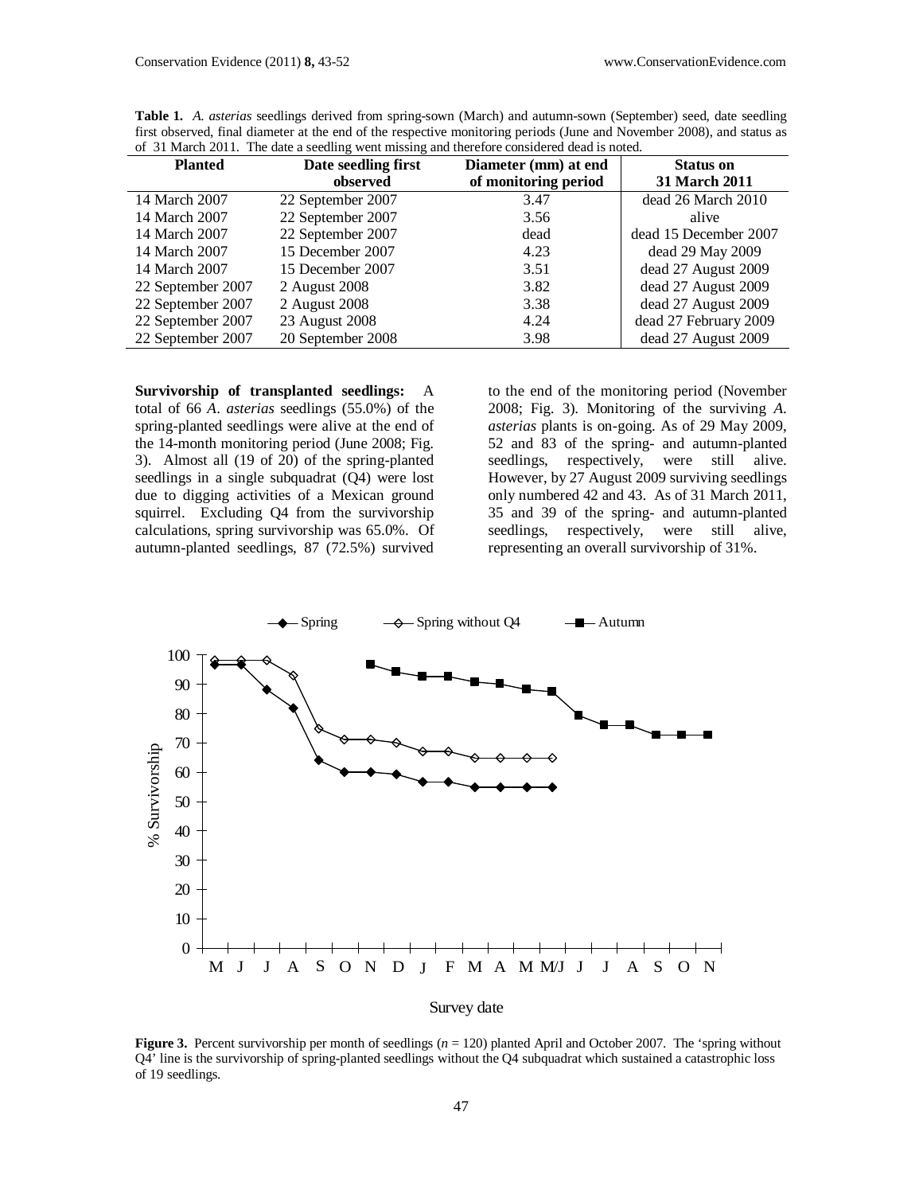**Table 1.** *A. asterias* seedlings derived from spring-sown (March) and autumn-sown (September) seed, date seedling first observed, final diameter at the end of the respective monitoring periods (June and November 2008), and status as of 31 March 2011. The date a seedling went missing and therefore considered dead is noted.

| Planted | Date seedling first observed | Diameter (mm) at end of monitoring period | Status on 31 March 2011 |
|---|---|---|---|
| 14 March 2007 | 22 September 2007 | 3.47 | dead 26 March 2010 |
| 14 March 2007 | 22 September 2007 | 3.56 | alive |
| 14 March 2007 | 22 September 2007 | dead | dead 15 December 2007 |
| 14 March 2007 | 15 December 2007 | 4.23 | dead 29 May 2009 |
| 14 March 2007 | 15 December 2007 | 3.51 | dead 27 August 2009 |
| 22 September 2007 | 2 August 2008 | 3.82 | dead 27 August 2009 |
| 22 September 2007 | 2 August 2008 | 3.38 | dead 27 August 2009 |
| 22 September 2007 | 23 August 2008 | 4.24 | dead 27 February 2009 |
| 22 September 2007 | 20 September 2008 | 3.98 | dead 27 August 2009 |

**Survivorship of transplanted seedlings:** A total of 66 *A. asterias* seedlings (55.0%) of the spring-planted seedlings were alive at the end of the 14-month monitoring period (June 2008; Fig. 3). Almost all (19 of 20) of the spring-planted seedlings in a single subquadrat (Q4) were lost due to digging activities of a Mexican ground squirrel. Excluding Q4 from the survivorship calculations, spring survivorship was 65.0%. Of autumn-planted seedlings, 87 (72.5%) survived to the end of the monitoring period (November 2008; Fig. 3). Monitoring of the surviving *A. asterias* plants is on-going. As of 29 May 2009, 52 and 83 of the spring- and autumn-planted seedlings, respectively, were still alive. However, by 27 August 2009 surviving seedlings only numbered 42 and 43. As of 31 March 2011, 35 and 39 of the spring- and autumn-planted seedlings, respectively, were still alive, representing an overall survivorship of 31%.

**Figure 3.** Percent survivorship per month of seedlings ($n = 120$) planted April and October 2007. The 'spring without Q4' line is the survivorship of spring-planted seedlings without the Q4 subquadrat which sustained a catastrophic loss of 19 seedlings.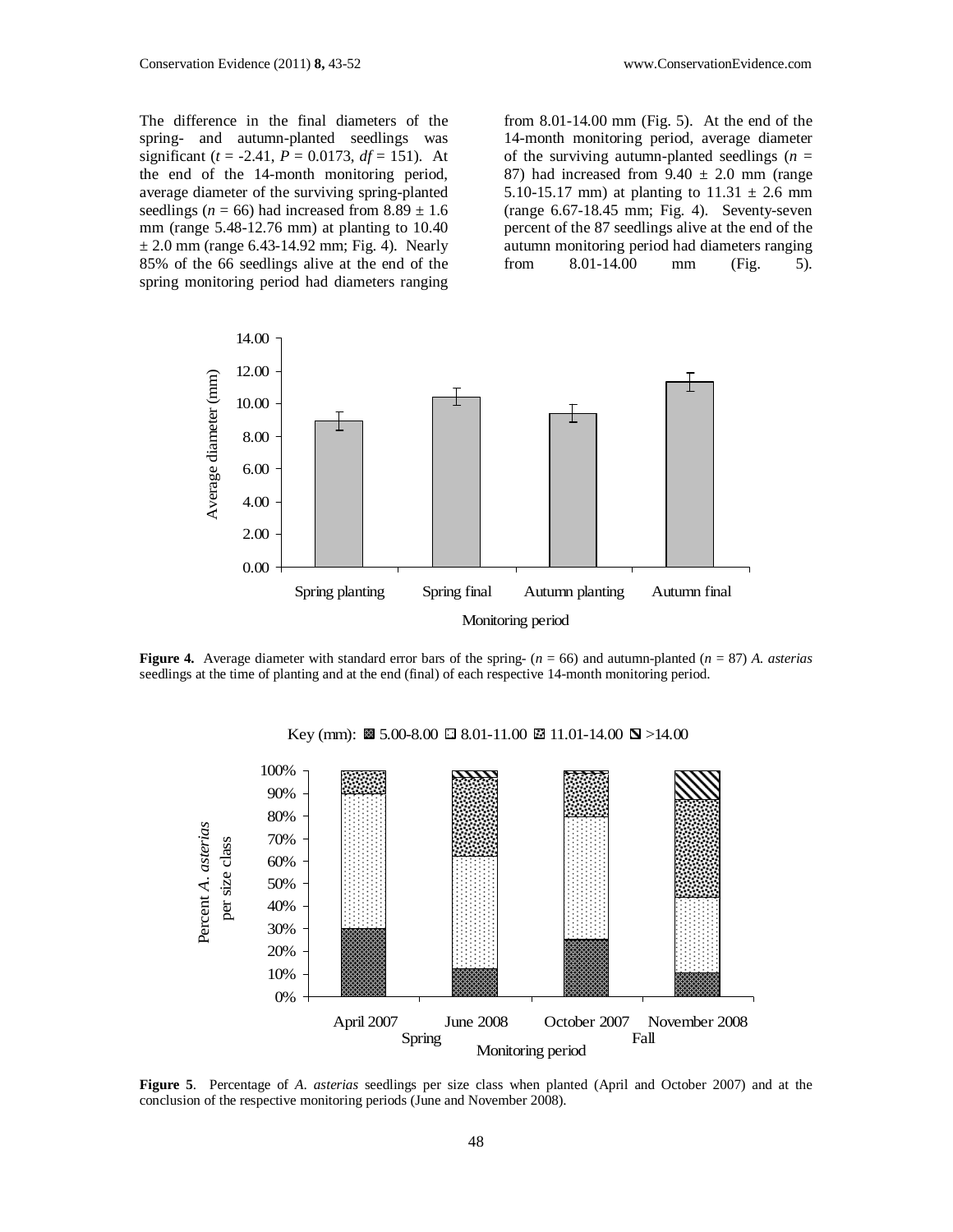The difference in the final diameters of the spring- and autumn-planted seedlings was significant ($t = -2.41$, $P = 0.0173$, $df = 151$). At the end of the 14-month monitoring period, average diameter of the surviving spring-planted seedlings ($n = 66$) had increased from 8.89 ± 1.6 mm (range 5.48-12.76 mm) at planting to 10.40 ± 2.0 mm (range 6.43-14.92 mm; Fig. 4). Nearly 85% of the 66 seedlings alive at the end of the spring monitoring period had diameters ranging from 8.01-14.00 mm (Fig. 5). At the end of the 14-month monitoring period, average diameter of the surviving autumn-planted seedlings ($n = 87$) had increased from 9.40 ± 2.0 mm (range 5.10-15.17 mm) at planting to 11.31 ± 2.6 mm (range 6.67-18.45 mm; Fig. 4). Seventy-seven percent of the 87 seedlings alive at the end of the autumn monitoring period had diameters ranging from 8.01-14.00 mm (Fig. 5).

**Figure 4.** Average diameter with standard error bars of the spring- ($n = 66$) and autumn-planted ($n = 87$) *A. asterias* seedlings at the time of planting and at the end (final) of each respective 14-month monitoring period.

**Figure 5**. Percentage of *A. asterias* seedlings per size class when planted (April and October 2007) and at the conclusion of the respective monitoring periods (June and November 2008).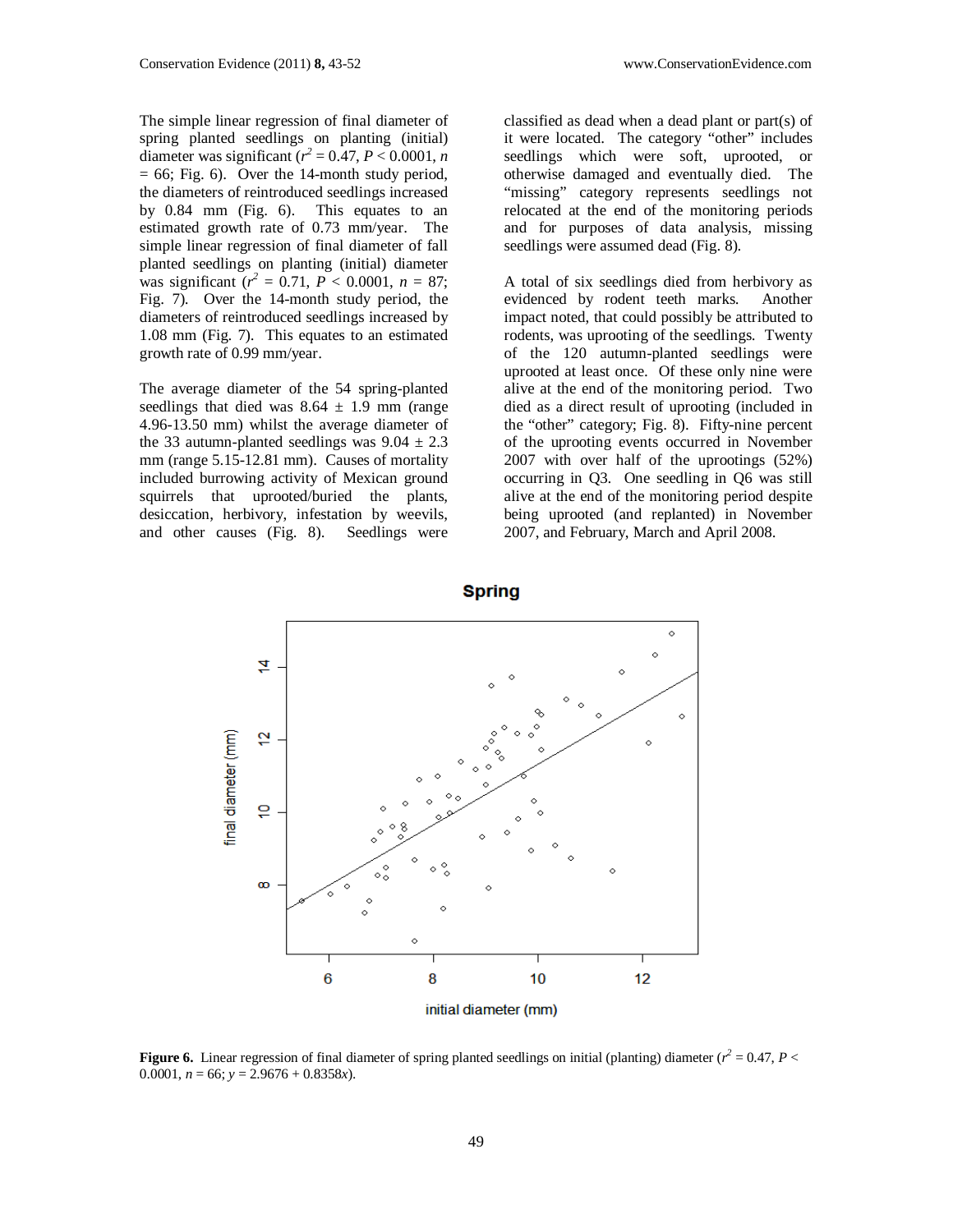The simple linear regression of final diameter of spring planted seedlings on planting (initial) diameter was significant ($r^2 = 0.47$, $P < 0.0001$, $n = 66$; Fig. 6). Over the 14-month study period, the diameters of reintroduced seedlings increased by 0.84 mm (Fig. 6). This equates to an estimated growth rate of 0.73 mm/year. The simple linear regression of final diameter of fall planted seedlings on planting (initial) diameter was significant ($r^2 = 0.71$, $P < 0.0001$, $n = 87$; Fig. 7). Over the 14-month study period, the diameters of reintroduced seedlings increased by 1.08 mm (Fig. 7). This equates to an estimated growth rate of 0.99 mm/year.

The average diameter of the 54 spring-planted seedlings that died was 8.64 ± 1.9 mm (range 4.96-13.50 mm) whilst the average diameter of the 33 autumn-planted seedlings was 9.04 ± 2.3 mm (range 5.15-12.81 mm). Causes of mortality included burrowing activity of Mexican ground squirrels that uprooted/buried the plants, desiccation, herbivory, infestation by weevils, and other causes (Fig. 8). Seedlings were classified as dead when a dead plant or part(s) of it were located. The category "other" includes seedlings which were soft, uprooted, or otherwise damaged and eventually died. The "missing" category represents seedlings not relocated at the end of the monitoring periods and for purposes of data analysis, missing seedlings were assumed dead (Fig. 8).

A total of six seedlings died from herbivory as evidenced by rodent teeth marks. Another impact noted, that could possibly be attributed to rodents, was uprooting of the seedlings. Twenty of the 120 autumn-planted seedlings were uprooted at least once. Of these only nine were alive at the end of the monitoring period. Two died as a direct result of uprooting (included in the "other" category; Fig. 8). Fifty-nine percent of the uprooting events occurred in November 2007 with over half of the uprootings (52%) occurring in Q3. One seedling in Q6 was still alive at the end of the monitoring period despite being uprooted (and replanted) in November 2007, and February, March and April 2008.

**Figure 6.** Linear regression of final diameter of spring planted seedlings on initial (planting) diameter ($r^2 = 0.47$, $P < 0.0001$, $n = 66$; $y = 2.9676 + 0.8358x$).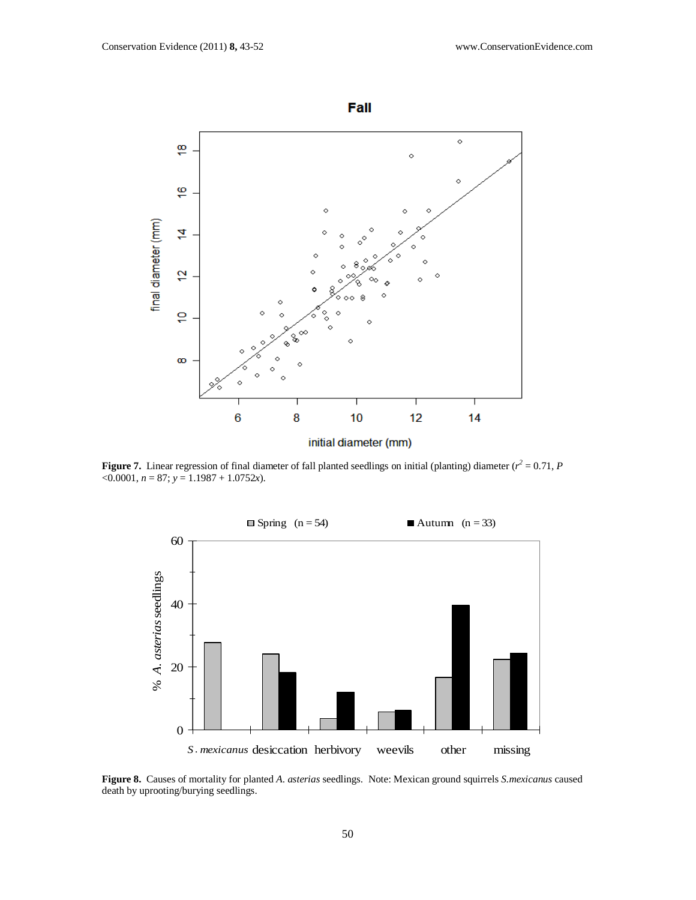**Figure 7.** Linear regression of final diameter of fall planted seedlings on initial (planting) diameter ($r^2$ = 0.71, $P$ <0.0001, $n$ = 87; $y$ = 1.1987 + 1.0752$x$).

**Figure 8.** Causes of mortality for planted *A. asterias* seedlings. Note: Mexican ground squirrels *S.mexicanus* caused death by uprooting/burying seedlings.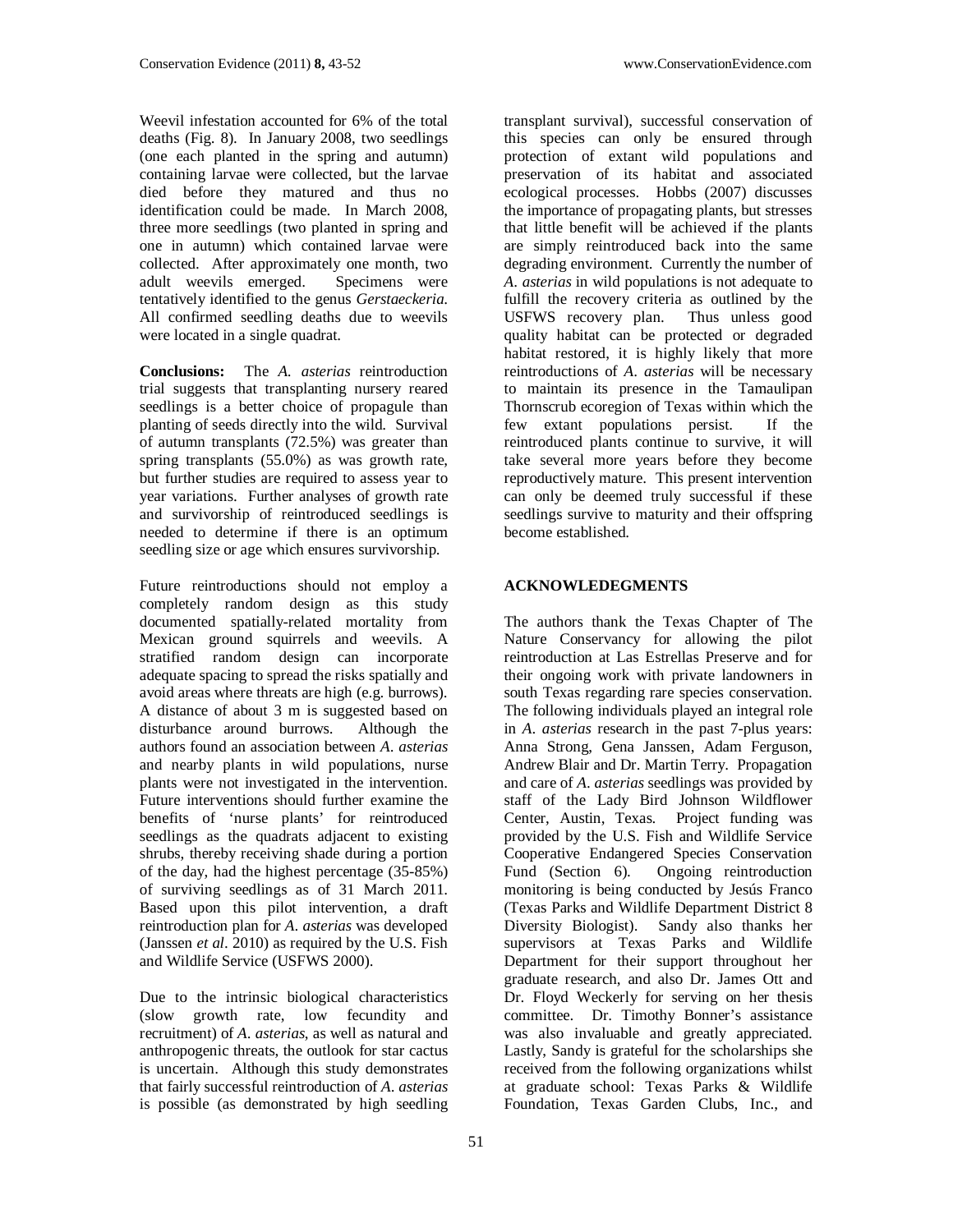Weevil infestation accounted for 6% of the total deaths (Fig. 8). In January 2008, two seedlings (one each planted in the spring and autumn) containing larvae were collected, but the larvae died before they matured and thus no identification could be made. In March 2008, three more seedlings (two planted in spring and one in autumn) which contained larvae were collected. After approximately one month, two adult weevils emerged. Specimens were tentatively identified to the genus *Gerstaeckeria*. All confirmed seedling deaths due to weevils were located in a single quadrat.

**Conclusions:** The *A. asterias* reintroduction trial suggests that transplanting nursery reared seedlings is a better choice of propagule than planting of seeds directly into the wild. Survival of autumn transplants (72.5%) was greater than spring transplants (55.0%) as was growth rate, but further studies are required to assess year to year variations. Further analyses of growth rate and survivorship of reintroduced seedlings is needed to determine if there is an optimum seedling size or age which ensures survivorship.

Future reintroductions should not employ a completely random design as this study documented spatially-related mortality from Mexican ground squirrels and weevils. A stratified random design can incorporate adequate spacing to spread the risks spatially and avoid areas where threats are high (e.g. burrows). A distance of about 3 m is suggested based on disturbance around burrows. Although the authors found an association between *A. asterias* and nearby plants in wild populations, nurse plants were not investigated in the intervention. Future interventions should further examine the benefits of 'nurse plants' for reintroduced seedlings as the quadrats adjacent to existing shrubs, thereby receiving shade during a portion of the day, had the highest percentage (35-85%) of surviving seedlings as of 31 March 2011. Based upon this pilot intervention, a draft reintroduction plan for *A. asterias* was developed (Janssen *et al*. 2010) as required by the U.S. Fish and Wildlife Service (USFWS 2000).

Due to the intrinsic biological characteristics (slow growth rate, low fecundity and recruitment) of *A. asterias*, as well as natural and anthropogenic threats, the outlook for star cactus is uncertain. Although this study demonstrates that fairly successful reintroduction of *A. asterias* is possible (as demonstrated by high seedling transplant survival), successful conservation of this species can only be ensured through protection of extant wild populations and preservation of its habitat and associated ecological processes. Hobbs (2007) discusses the importance of propagating plants, but stresses that little benefit will be achieved if the plants are simply reintroduced back into the same degrading environment. Currently the number of *A. asterias* in wild populations is not adequate to fulfill the recovery criteria as outlined by the USFWS recovery plan. Thus unless good quality habitat can be protected or degraded habitat restored, it is highly likely that more reintroductions of *A. asterias* will be necessary to maintain its presence in the Tamaulipan Thornscrub ecoregion of Texas within which the few extant populations persist. If the reintroduced plants continue to survive, it will take several more years before they become reproductively mature. This present intervention can only be deemed truly successful if these seedlings survive to maturity and their offspring become established.

## ACKNOWLEDGMENTS

The authors thank the Texas Chapter of The Nature Conservancy for allowing the pilot reintroduction at Las Estrellas Preserve and for their ongoing work with private landowners in south Texas regarding rare species conservation. The following individuals played an integral role in *A. asterias* research in the past 7-plus years: Anna Strong, Gena Janssen, Adam Ferguson, Andrew Blair and Dr. Martin Terry. Propagation and care of *A. asterias* seedlings was provided by staff of the Lady Bird Johnson Wildflower Center, Austin, Texas. Project funding was provided by the U.S. Fish and Wildlife Service Cooperative Endangered Species Conservation Fund (Section 6). Ongoing reintroduction monitoring is being conducted by Jesús Franco (Texas Parks and Wildlife Department District 8 Diversity Biologist). Sandy also thanks her supervisors at Texas Parks and Wildlife Department for their support throughout her graduate research, and also Dr. James Ott and Dr. Floyd Weckerly for serving on her thesis committee. Dr. Timothy Bonner's assistance was also invaluable and greatly appreciated. Lastly, Sandy is grateful for the scholarships she received from the following organizations whilst at graduate school: Texas Parks & Wildlife Foundation, Texas Garden Clubs, Inc., and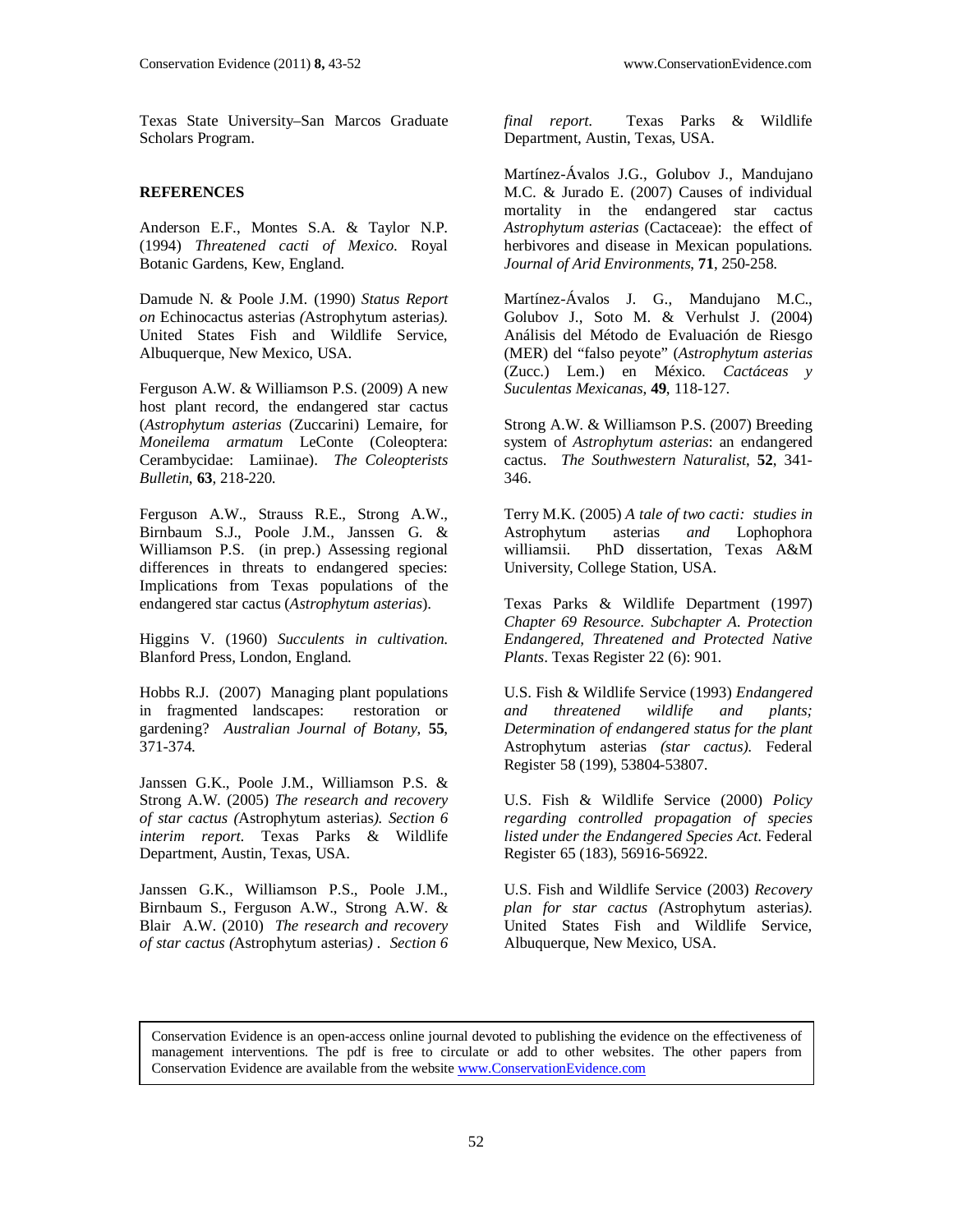Texas State University–San Marcos Graduate Scholars Program.

## REFERENCES

Anderson E.F., Montes S.A. & Taylor N.P. (1994) *Threatened cacti of Mexico*. Royal Botanic Gardens, Kew, England.

Damude N. & Poole J.M. (1990) *Status Report on* Echinocactus asterias *(*Astrophytum asterias*)*. United States Fish and Wildlife Service, Albuquerque, New Mexico, USA.

Ferguson A.W. & Williamson P.S. (2009) A new host plant record, the endangered star cactus (*Astrophytum asterias* (Zuccarini) Lemaire, for *Moneilema armatum* LeConte (Coleoptera: Cerambycidae: Lamiinae). *The Coleopterists Bulletin*, **63**, 218-220.

Ferguson A.W., Strauss R.E., Strong A.W., Birnbaum S.J., Poole J.M., Janssen G. & Williamson P.S. (in prep.) Assessing regional differences in threats to endangered species: Implications from Texas populations of the endangered star cactus (*Astrophytum asterias*).

Higgins V. (1960) *Succulents in cultivation*. Blanford Press, London, England.

Hobbs R.J. (2007) Managing plant populations in fragmented landscapes: restoration or gardening? *Australian Journal of Botany*, **55**, 371-374.

Janssen G.K., Poole J.M., Williamson P.S. & Strong A.W. (2005) *The research and recovery of star cactus (*Astrophytum asterias*). Section 6 interim report*. Texas Parks & Wildlife Department, Austin, Texas, USA.

Janssen G.K., Williamson P.S., Poole J.M., Birnbaum S., Ferguson A.W., Strong A.W. & Blair A.W. (2010) *The research and recovery of star cactus (*Astrophytum asterias*) . Section 6 final report*. Texas Parks & Wildlife Department, Austin, Texas, USA.

Martínez-Ávalos J.G., Golubov J., Mandujano M.C. & Jurado E. (2007) Causes of individual mortality in the endangered star cactus *Astrophytum asterias* (Cactaceae): the effect of herbivores and disease in Mexican populations. *Journal of Arid Environments*, **71**, 250-258.

Martínez-Ávalos J. G., Mandujano M.C., Golubov J., Soto M. & Verhulst J. (2004) Análisis del Método de Evaluación de Riesgo (MER) del "falso peyote" (*Astrophytum asterias* (Zucc.) Lem.) en México. *Cactáceas y Suculentas Mexicanas*, **49**, 118-127.

Strong A.W. & Williamson P.S. (2007) Breeding system of *Astrophytum asterias*: an endangered cactus. *The Southwestern Naturalist*, **52**, 341-346.

Terry M.K. (2005) *A tale of two cacti: studies in* Astrophytum asterias *and* Lophophora williamsii. PhD dissertation, Texas A&M University, College Station, USA.

Texas Parks & Wildlife Department (1997) *Chapter 69 Resource. Subchapter A. Protection Endangered, Threatened and Protected Native Plants*. Texas Register 22 (6): 901.

U.S. Fish & Wildlife Service (1993) *Endangered and threatened wildlife and plants; Determination of endangered status for the plant* Astrophytum asterias *(star cactus)*. Federal Register 58 (199), 53804-53807.

U.S. Fish & Wildlife Service (2000) *Policy regarding controlled propagation of species listed under the Endangered Species Act*. Federal Register 65 (183), 56916-56922.

U.S. Fish and Wildlife Service (2003) *Recovery plan for star cactus (*Astrophytum asterias*)*. United States Fish and Wildlife Service, Albuquerque, New Mexico, USA.

Conservation Evidence is an open-access online journal devoted to publishing the evidence on the effectiveness of management interventions. The pdf is free to circulate or add to other websites. The other papers from Conservation Evidence are available from the website www.ConservationEvidence.com